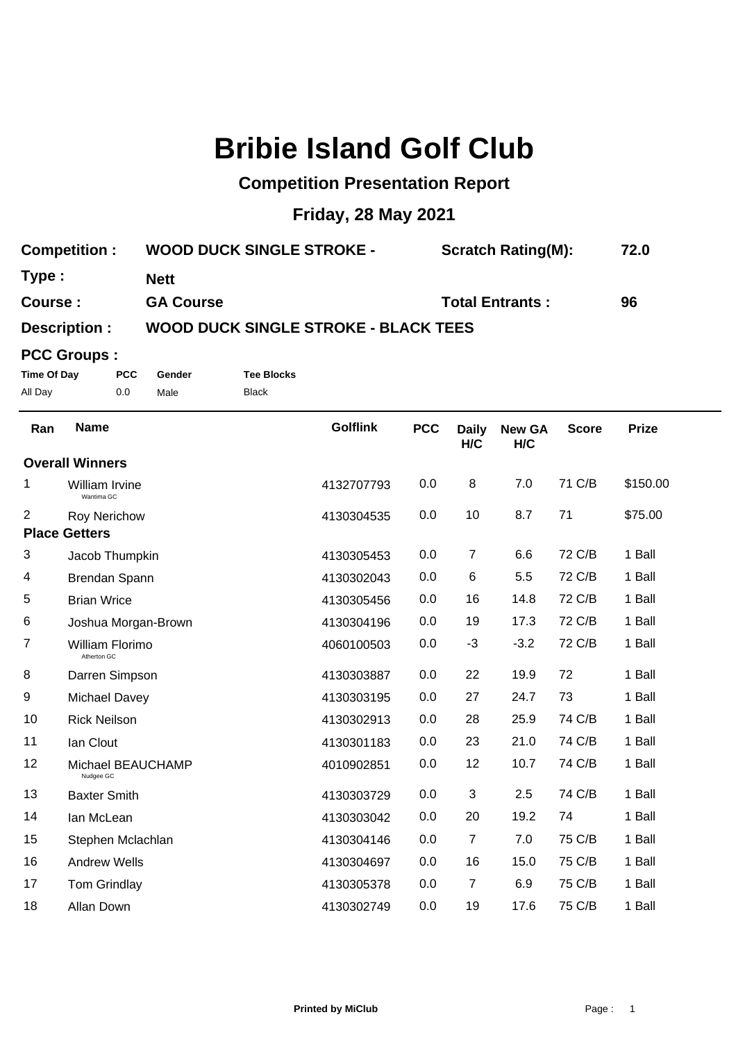# Bribie Island Golf Club

## Competition Presentation Report

### Friday, 28 May 2021

**Competition :** WOOD DUCK SINGLE STROKE - **Scratch Rating(M):** 72.0

**Type :** Nett

**Course :** GA Course **Total Entrants :** 96

**Description :** WOOD DUCK SINGLE STROKE - BLACK TEES

**PCC Groups :**

| Time Of Day | PCC | Gender | Tee Blocks |
|---|---|---|---|
| All Day | 0.0 | Male | Black |

| Ran | Name | Golflink | PCC | Daily H/C | New GA H/C | Score | Prize |
|---|---|---|---|---|---|---|---|
| **Overall Winners** | | | | | | | |
| 1 | William Irvine (Wantima GC) | 4132707793 | 0.0 | 8 | 7.0 | 71 C/B | $150.00 |
| 2 | Roy Nerichow | 4130304535 | 0.0 | 10 | 8.7 | 71 | $75.00 |
| **Place Getters** | | | | | | | |
| 3 | Jacob Thumpkin | 4130305453 | 0.0 | 7 | 6.6 | 72 C/B | 1 Ball |
| 4 | Brendan Spann | 4130302043 | 0.0 | 6 | 5.5 | 72 C/B | 1 Ball |
| 5 | Brian Wrice | 4130305456 | 0.0 | 16 | 14.8 | 72 C/B | 1 Ball |
| 6 | Joshua Morgan-Brown | 4130304196 | 0.0 | 19 | 17.3 | 72 C/B | 1 Ball |
| 7 | William Florimo (Atherton GC) | 4060100503 | 0.0 | -3 | -3.2 | 72 C/B | 1 Ball |
| 8 | Darren Simpson | 4130303887 | 0.0 | 22 | 19.9 | 72 | 1 Ball |
| 9 | Michael Davey | 4130303195 | 0.0 | 27 | 24.7 | 73 | 1 Ball |
| 10 | Rick Neilson | 4130302913 | 0.0 | 28 | 25.9 | 74 C/B | 1 Ball |
| 11 | Ian Clout | 4130301183 | 0.0 | 23 | 21.0 | 74 C/B | 1 Ball |
| 12 | Michael BEAUCHAMP (Nudgee GC) | 4010902851 | 0.0 | 12 | 10.7 | 74 C/B | 1 Ball |
| 13 | Baxter Smith | 4130303729 | 0.0 | 3 | 2.5 | 74 C/B | 1 Ball |
| 14 | Ian McLean | 4130303042 | 0.0 | 20 | 19.2 | 74 | 1 Ball |
| 15 | Stephen Mclachlan | 4130304146 | 0.0 | 7 | 7.0 | 75 C/B | 1 Ball |
| 16 | Andrew Wells | 4130304697 | 0.0 | 16 | 15.0 | 75 C/B | 1 Ball |
| 17 | Tom Grindlay | 4130305378 | 0.0 | 7 | 6.9 | 75 C/B | 1 Ball |
| 18 | Allan Down | 4130302749 | 0.0 | 19 | 17.6 | 75 C/B | 1 Ball |

**Printed by MiClub**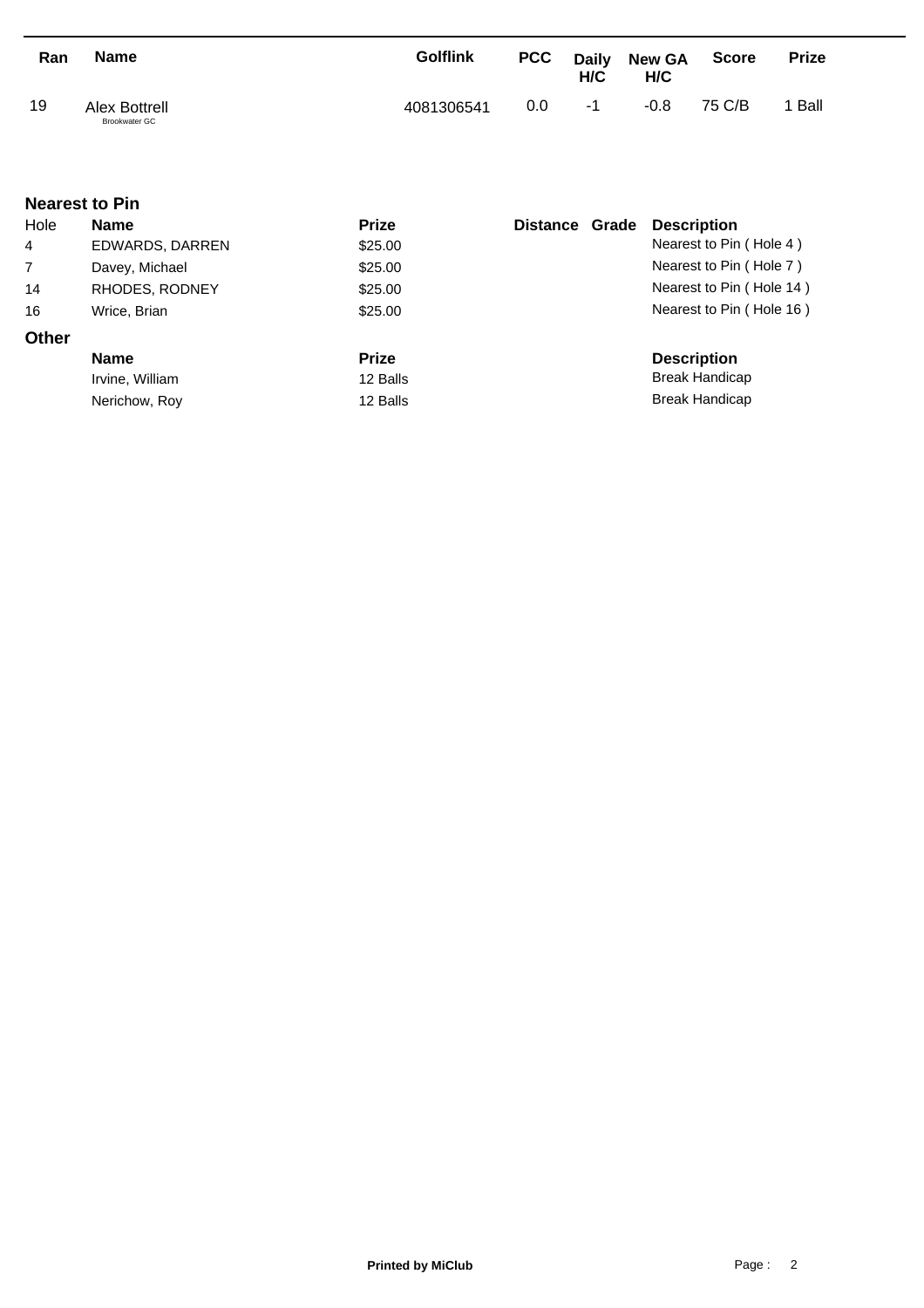| Ran | Name | Golflink | PCC | Daily H/C | New GA H/C | Score | Prize |
|---|---|---|---|---|---|---|---|
| 19 | Alex Bottrell<br>Brookwater GC | 4081306541 | 0.0 | -1 | -0.8 | 75 C/B | 1 Ball |

## Nearest to Pin

| Hole | Name | Prize | Distance | Grade | Description |
|---|---|---|---|---|---|
| 4 | EDWARDS, DARREN | $25.00 | | | Nearest to Pin ( Hole 4 ) |
| 7 | Davey, Michael | $25.00 | | | Nearest to Pin ( Hole 7 ) |
| 14 | RHODES, RODNEY | $25.00 | | | Nearest to Pin ( Hole 14 ) |
| 16 | Wrice, Brian | $25.00 | | | Nearest to Pin ( Hole 16 ) |

## Other

| Name | Prize | Description |
|---|---|---|
| Irvine, William | 12 Balls | Break Handicap |
| Nerichow, Roy | 12 Balls | Break Handicap |

**Printed by MiClub**